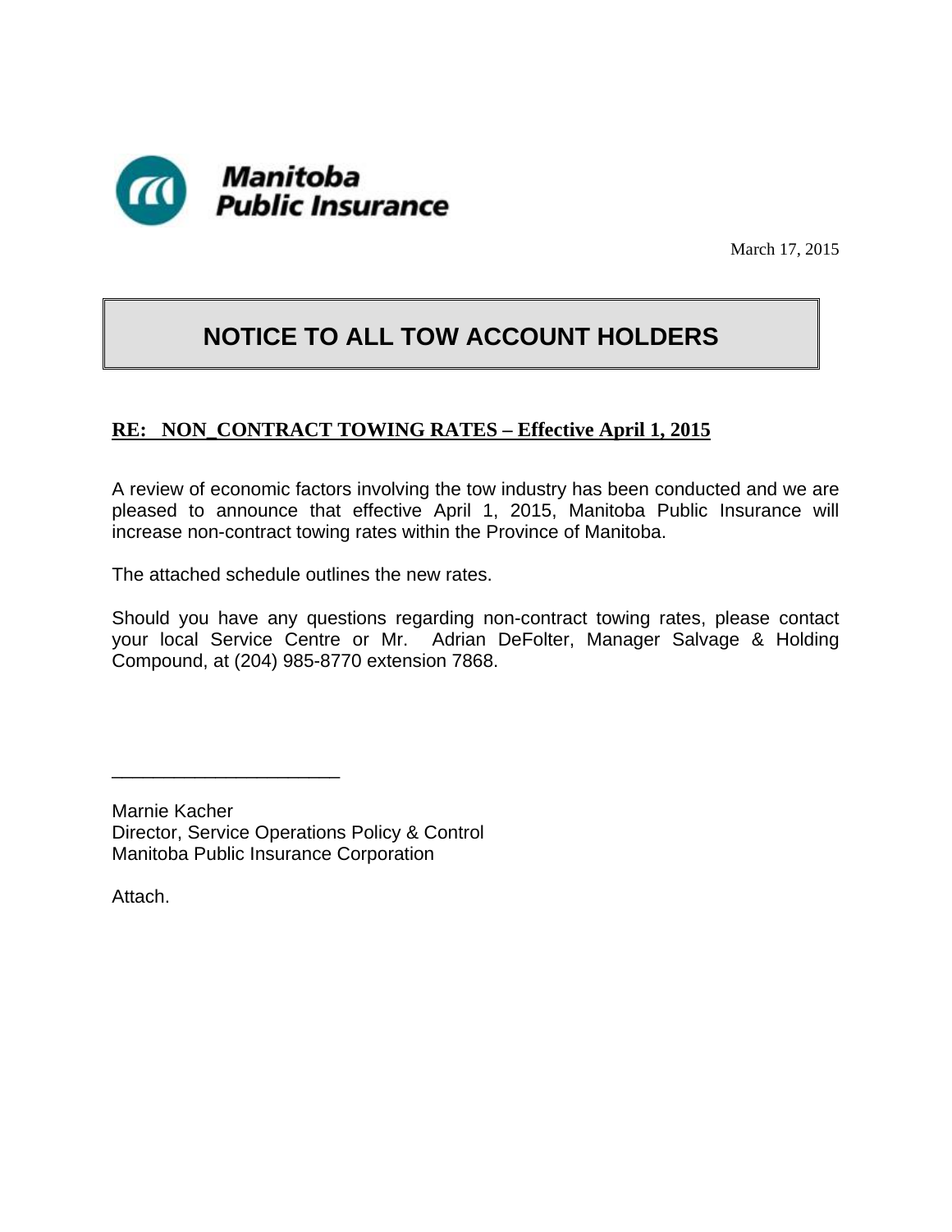Manitoba Public Insurance

March 17, 2015

# NOTICE TO ALL TOW ACCOUNT HOLDERS

**RE: NON_CONTRACT TOWING RATES – Effective April 1, 2015**

A review of economic factors involving the tow industry has been conducted and we are pleased to announce that effective April 1, 2015, Manitoba Public Insurance will increase non-contract towing rates within the Province of Manitoba.

The attached schedule outlines the new rates.

Should you have any questions regarding non-contract towing rates, please contact your local Service Centre or Mr. Adrian DeFolter, Manager Salvage & Holding Compound, at (204) 985-8770 extension 7868.

\_\_\_\_\_\_\_\_\_\_\_\_\_\_\_\_\_\_\_\_\_\_\_

Marnie Kacher
Director, Service Operations Policy & Control
Manitoba Public Insurance Corporation

Attach.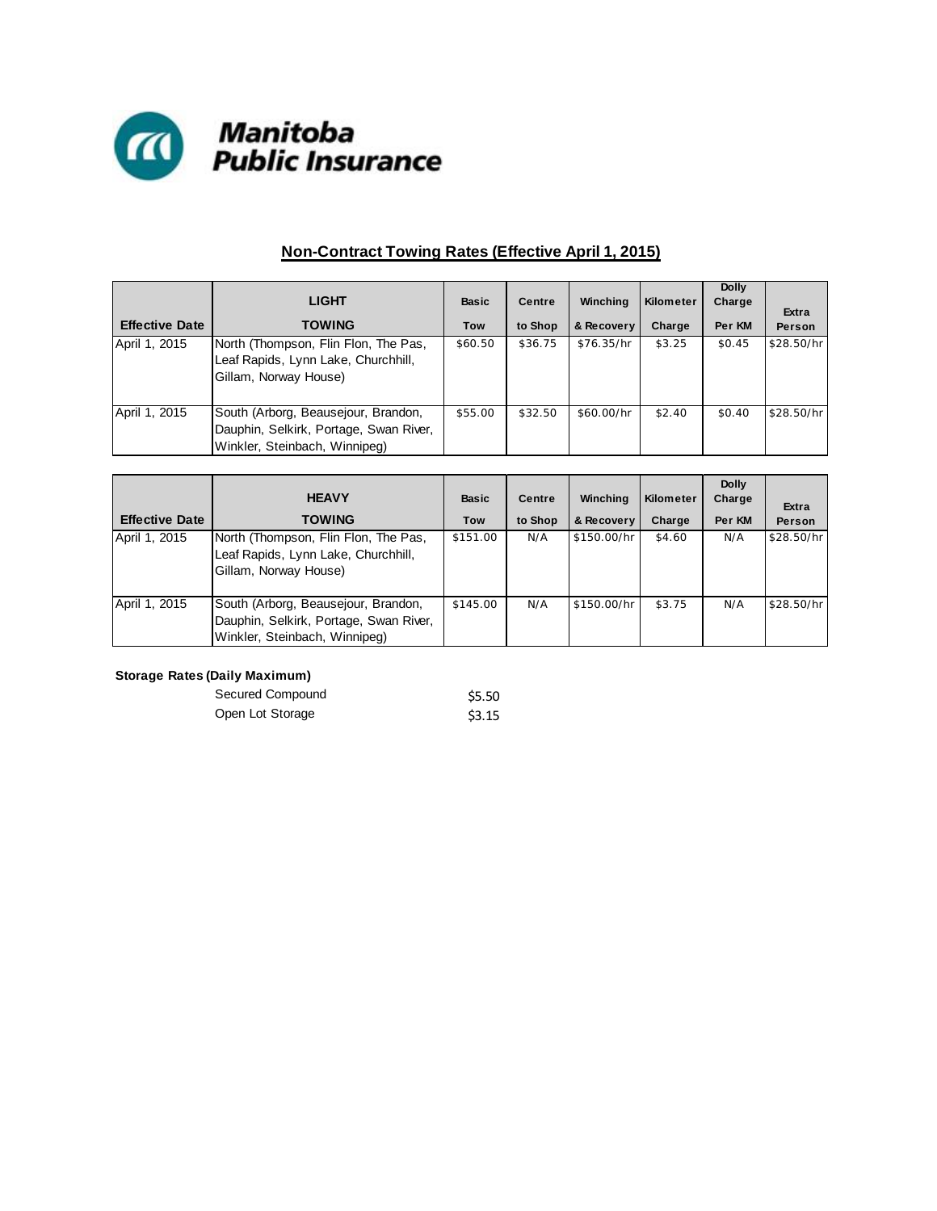**Manitoba Public Insurance**

## Non-Contract Towing Rates (Effective April 1, 2015)

| Effective Date | LIGHT TOWING | Basic Tow | Centre to Shop | Winching & Recovery | Kilometer Charge | Dolly Charge Per KM | Extra Person |
|---|---|---|---|---|---|---|---|
| April 1, 2015 | North (Thompson, Flin Flon, The Pas, Leaf Rapids, Lynn Lake, Churchhill, Gillam, Norway House) | $60.50 | $36.75 | $76.35/hr | $3.25 | $0.45 | $28.50/hr |
| April 1, 2015 | South (Arborg, Beausejour, Brandon, Dauphin, Selkirk, Portage, Swan River, Winkler, Steinbach, Winnipeg) | $55.00 | $32.50 | $60.00/hr | $2.40 | $0.40 | $28.50/hr |

| Effective Date | HEAVY TOWING | Basic Tow | Centre to Shop | Winching & Recovery | Kilometer Charge | Dolly Charge Per KM | Extra Person |
|---|---|---|---|---|---|---|---|
| April 1, 2015 | North (Thompson, Flin Flon, The Pas, Leaf Rapids, Lynn Lake, Churchhill, Gillam, Norway House) | $151.00 | N/A | $150.00/hr | $4.60 | N/A | $28.50/hr |
| April 1, 2015 | South (Arborg, Beausejour, Brandon, Dauphin, Selkirk, Portage, Swan River, Winkler, Steinbach, Winnipeg) | $145.00 | N/A | $150.00/hr | $3.75 | N/A | $28.50/hr |

**Storage Rates (Daily Maximum)**

| | |
|---|---|
| Secured Compound | $5.50 |
| Open Lot Storage | $3.15 |